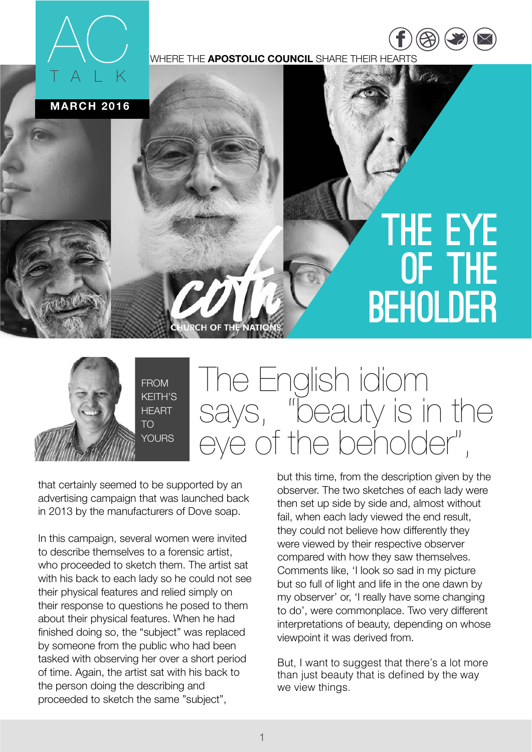# AC TALK

WHERE THE **APOSTOLIC COUNCIL** SHARE THEIR HEARTS

**MARCH 2016**

# THE EYE OF THE BEHOLDER

COTN CHURCH OF THE NATIONS

FROM KEITH'S HEART TO YOURS

## The English idiom says, "beauty is in the eye of the beholder",

that certainly seemed to be supported by an advertising campaign that was launched back in 2013 by the manufacturers of Dove soap.

In this campaign, several women were invited to describe themselves to a forensic artist, who proceeded to sketch them. The artist sat with his back to each lady so he could not see their physical features and relied simply on their response to questions he posed to them about their physical features. When he had finished doing so, the "subject" was replaced by someone from the public who had been tasked with observing her over a short period of time. Again, the artist sat with his back to the person doing the describing and proceeded to sketch the same "subject", but this time, from the description given by the observer. The two sketches of each lady were then set up side by side and, almost without fail, when each lady viewed the end result, they could not believe how differently they were viewed by their respective observer compared with how they saw themselves. Comments like, 'I look so sad in my picture but so full of light and life in the one dawn by my observer' or, 'I really have some changing to do', were commonplace. Two very different interpretations of beauty, depending on whose viewpoint it was derived from.

But, I want to suggest that there's a lot more than just beauty that is defined by the way we view things.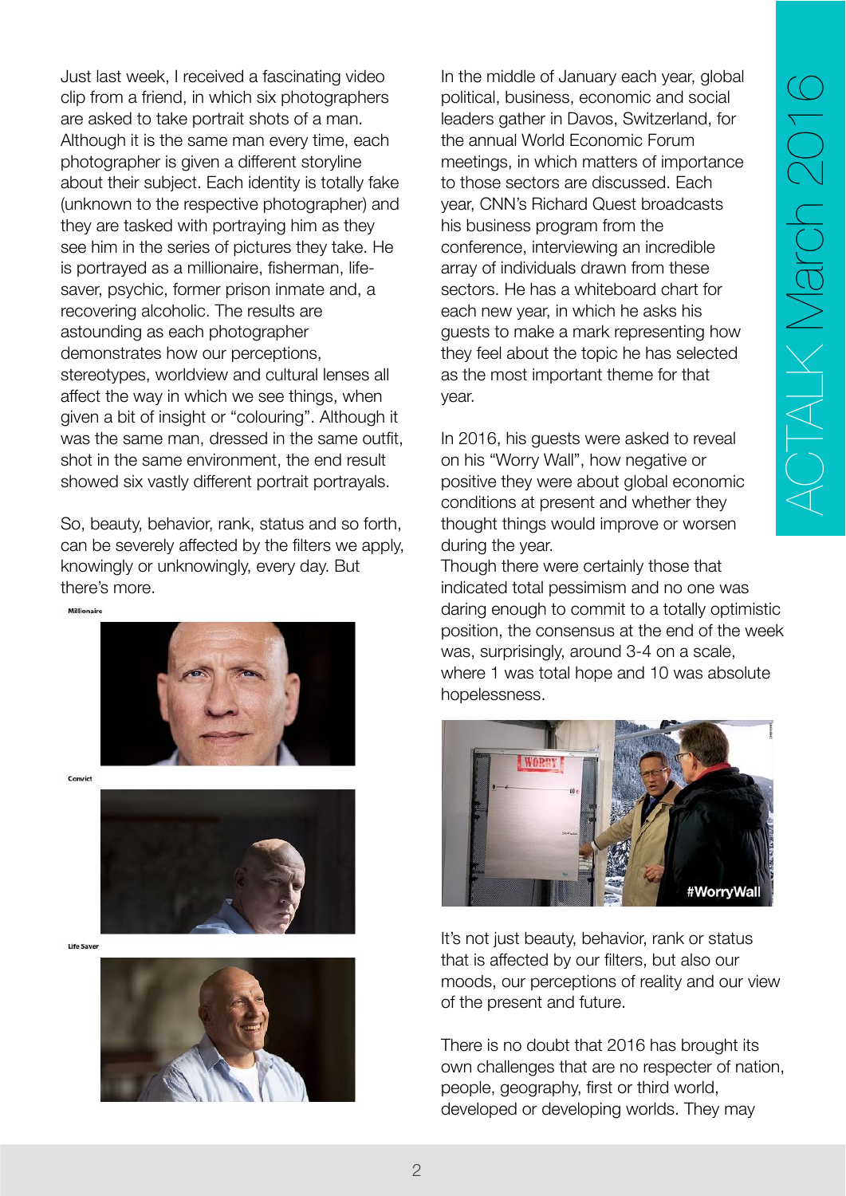Just last week, I received a fascinating video clip from a friend, in which six photographers are asked to take portrait shots of a man. Although it is the same man every time, each photographer is given a different storyline about their subject. Each identity is totally fake (unknown to the respective photographer) and they are tasked with portraying him as they see him in the series of pictures they take. He is portrayed as a millionaire, fisherman, life-saver, psychic, former prison inmate and, a recovering alcoholic. The results are astounding as each photographer demonstrates how our perceptions, stereotypes, worldview and cultural lenses all affect the way in which we see things, when given a bit of insight or "colouring". Although it was the same man, dressed in the same outfit, shot in the same environment, the end result showed six vastly different portrait portrayals.

So, beauty, behavior, rank, status and so forth, can be severely affected by the filters we apply, knowingly or unknowingly, every day. But there's more.

Millionaire

Convict

Life Saver

In the middle of January each year, global political, business, economic and social leaders gather in Davos, Switzerland, for the annual World Economic Forum meetings, in which matters of importance to those sectors are discussed. Each year, CNN's Richard Quest broadcasts his business program from the conference, interviewing an incredible array of individuals drawn from these sectors. He has a whiteboard chart for each new year, in which he asks his guests to make a mark representing how they feel about the topic he has selected as the most important theme for that year.

In 2016, his guests were asked to reveal on his "Worry Wall", how negative or positive they were about global economic conditions at present and whether they thought things would improve or worsen during the year.
Though there were certainly those that indicated total pessimism and no one was daring enough to commit to a totally optimistic position, the consensus at the end of the week was, surprisingly, around 3-4 on a scale, where 1 was total hope and 10 was absolute hopelessness.

It's not just beauty, behavior, rank or status that is affected by our filters, but also our moods, our perceptions of reality and our view of the present and future.

There is no doubt that 2016 has brought its own challenges that are no respecter of nation, people, geography, first or third world, developed or developing worlds. They may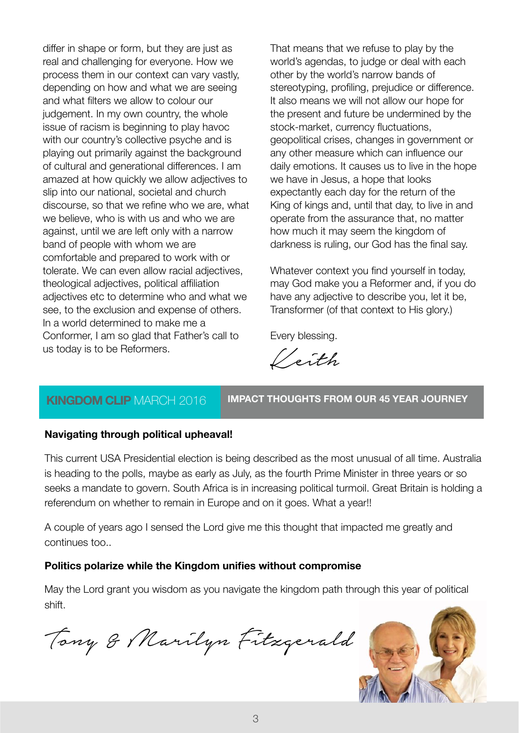differ in shape or form, but they are just as real and challenging for everyone. How we process them in our context can vary vastly, depending on how and what we are seeing and what filters we allow to colour our judgement. In my own country, the whole issue of racism is beginning to play havoc with our country's collective psyche and is playing out primarily against the background of cultural and generational differences. I am amazed at how quickly we allow adjectives to slip into our national, societal and church discourse, so that we refine who we are, what we believe, who is with us and who we are against, until we are left only with a narrow band of people with whom we are comfortable and prepared to work with or tolerate. We can even allow racial adjectives, theological adjectives, political affiliation adjectives etc to determine who and what we see, to the exclusion and expense of others. In a world determined to make me a Conformer, I am so glad that Father's call to us today is to be Reformers.

That means that we refuse to play by the world's agendas, to judge or deal with each other by the world's narrow bands of stereotyping, profiling, prejudice or difference. It also means we will not allow our hope for the present and future be undermined by the stock-market, currency fluctuations, geopolitical crises, changes in government or any other measure which can influence our daily emotions. It causes us to live in the hope we have in Jesus, a hope that looks expectantly each day for the return of the King of kings and, until that day, to live in and operate from the assurance that, no matter how much it may seem the kingdom of darkness is ruling, our God has the final say.

Whatever context you find yourself in today, may God make you a Reformer and, if you do have any adjective to describe you, let it be, Transformer (of that context to His glory.)

Every blessing.

Keith

**KINGDOM CLIP** MARCH 2016 — **IMPACT THOUGHTS FROM OUR 45 YEAR JOURNEY**

**Navigating through political upheaval!**

This current USA Presidential election is being described as the most unusual of all time. Australia is heading to the polls, maybe as early as July, as the fourth Prime Minister in three years or so seeks a mandate to govern. South Africa is in increasing political turmoil. Great Britain is holding a referendum on whether to remain in Europe and on it goes. What a year!!

A couple of years ago I sensed the Lord give me this thought that impacted me greatly and continues too..

**Politics polarize while the Kingdom unifies without compromise**

May the Lord grant you wisdom as you navigate the kingdom path through this year of political shift.

Tony & Marilyn Fitzgerald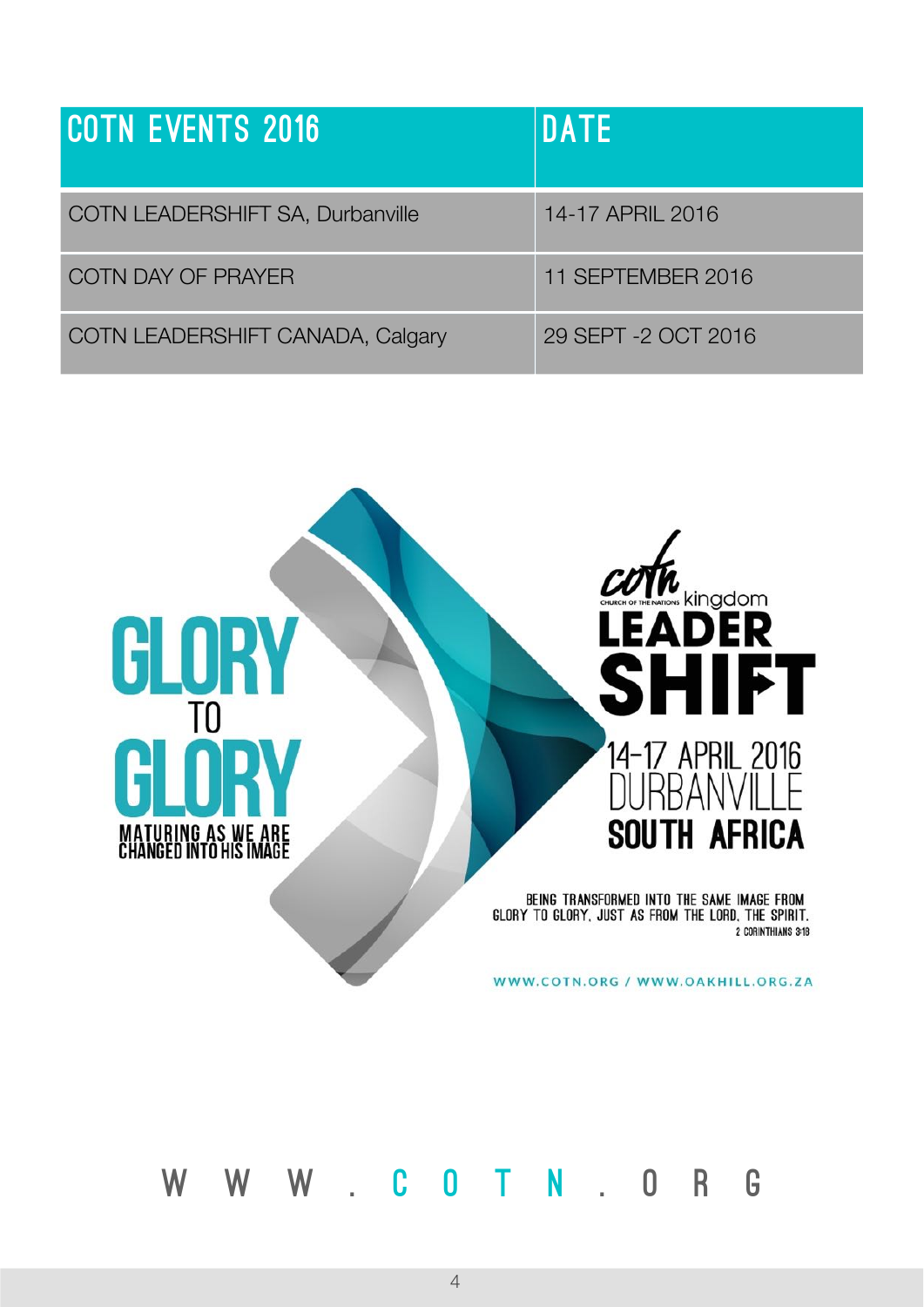| COTN EVENTS 2016 | DATE |
|---|---|
| COTN LEADERSHIFT SA, Durbanville | 14-17 APRIL 2016 |
| COTN DAY OF PRAYER | 11 SEPTEMBER 2016 |
| COTN LEADERSHIFT CANADA, Calgary | 29 SEPT -2 OCT 2016 |

GLORY TO GLORY

MATURING AS WE ARE CHANGED INTO HIS IMAGE

COTN CHURCH OF THE NATIONS kingdom LEADER SHIFT

14-17 APRIL 2016
DURBANVILLE
SOUTH AFRICA

BEING TRANSFORMED INTO THE SAME IMAGE FROM GLORY TO GLORY, JUST AS FROM THE LORD, THE SPIRIT.
2 CORINTHIANS 3:18

WWW.COTN.ORG / WWW.OAKHILL.ORG.ZA

W W W . C O T N . O R G